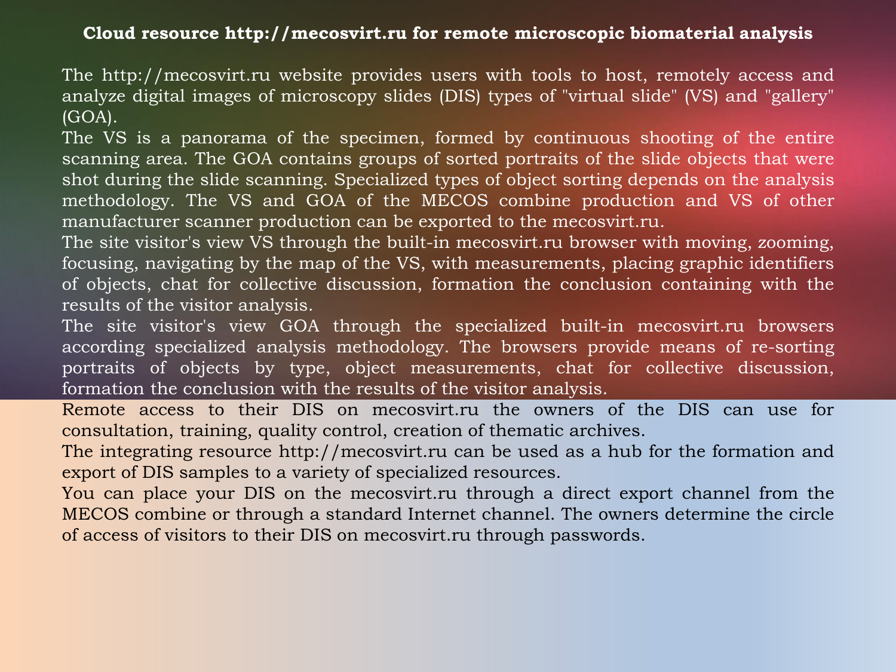# Cloud resource http://mecosvirt.ru for remote microscopic biomaterial analysis

The http://mecosvirt.ru website provides users with tools to host, remotely access and analyze digital images of microscopy slides (DIS) types of "virtual slide" (VS) and "gallery" (GOA).

The VS is a panorama of the specimen, formed by continuous shooting of the entire scanning area. The GOA contains groups of sorted portraits of the slide objects that were shot during the slide scanning. Specialized types of object sorting depends on the analysis methodology. The VS and GOA of the MECOS combine production and VS of other manufacturer scanner production can be exported to the mecosvirt.ru.

The site visitor's view VS through the built-in mecosvirt.ru browser with moving, zooming, focusing, navigating by the map of the VS, with measurements, placing graphic identifiers of objects, chat for collective discussion, formation the conclusion containing with the results of the visitor analysis.

The site visitor's view GOA through the specialized built-in mecosvirt.ru browsers according specialized analysis methodology. The browsers provide means of re-sorting portraits of objects by type, object measurements, chat for collective discussion, formation the conclusion with the results of the visitor analysis.

Remote access to their DIS on mecosvirt.ru the owners of the DIS can use for consultation, training, quality control, creation of thematic archives.

The integrating resource http://mecosvirt.ru can be used as a hub for the formation and export of DIS samples to a variety of specialized resources.

You can place your DIS on the mecosvirt.ru through a direct export channel from the MECOS combine or through a standard Internet channel. The owners determine the circle of access of visitors to their DIS on mecosvirt.ru through passwords.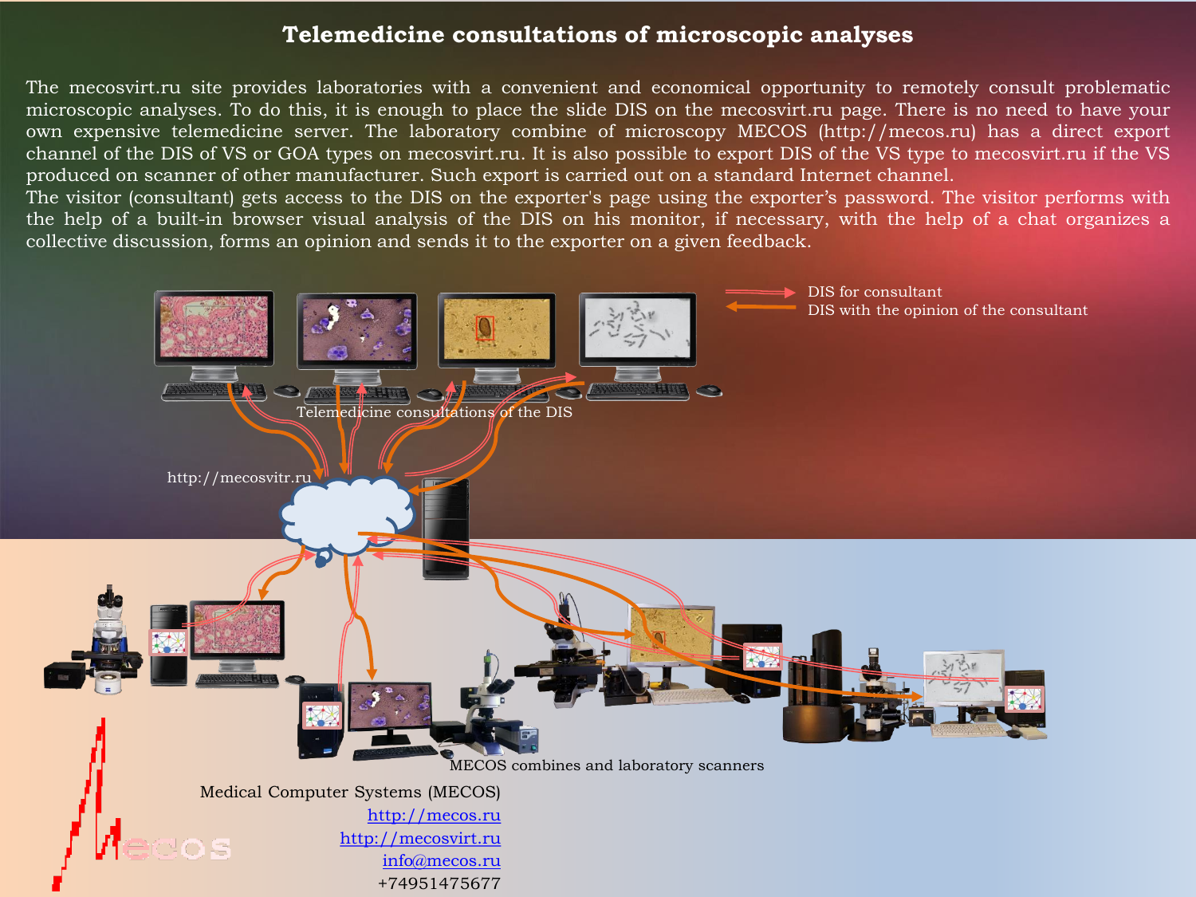# Telemedicine consultations of microscopic analyses

The mecosvirt.ru site provides laboratories with a convenient and economical opportunity to remotely consult problematic microscopic analyses. To do this, it is enough to place the slide DIS on the mecosvirt.ru page. There is no need to have your own expensive telemedicine server. The laboratory combine of microscopy MECOS (http://mecos.ru) has a direct export channel of the DIS of VS or GOA types on mecosvirt.ru. It is also possible to export DIS of the VS type to mecosvirt.ru if the VS produced on scanner of other manufacturer. Such export is carried out on a standard Internet channel.
The visitor (consultant) gets access to the DIS on the exporter's page using the exporter's password. The visitor performs with the help of a built-in browser visual analysis of the DIS on his monitor, if necessary, with the help of a chat organizes a collective discussion, forms an opinion and sends it to the exporter on a given feedback.

DIS for consultant
DIS with the opinion of the consultant

Telemedicine consultations of the DIS

http://mecosvitr.ru

MECOS combines and laboratory scanners

Medical Computer Systems (MECOS)
http://mecos.ru
http://mecosvirt.ru
info@mecos.ru
+74951475677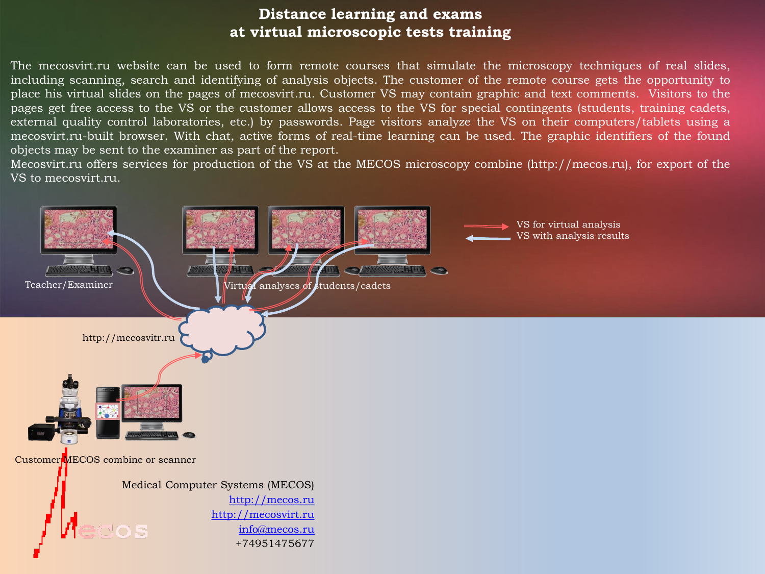# Distance learning and exams at virtual microscopic tests training

The mecosvirt.ru website can be used to form remote courses that simulate the microscopy techniques of real slides, including scanning, search and identifying of analysis objects. The customer of the remote course gets the opportunity to place his virtual slides on the pages of mecosvirt.ru. Customer VS may contain graphic and text comments. Visitors to the pages get free access to the VS or the customer allows access to the VS for special contingents (students, training cadets, external quality control laboratories, etc.) by passwords. Page visitors analyze the VS on their computers/tablets using a mecosvirt.ru-built browser. With chat, active forms of real-time learning can be used. The graphic identifiers of the found objects may be sent to the examiner as part of the report.

Mecosvirt.ru offers services for production of the VS at the MECOS microscopy combine (http://mecos.ru), for export of the VS to mecosvirt.ru.

VS for virtual analysis

VS with analysis results

Teacher/Examiner

Virtual analyses of students/cadets

http://mecosvitr.ru

Customer MECOS combine or scanner

Medical Computer Systems (MECOS)
http://mecos.ru
http://mecosvirt.ru
info@mecos.ru
+74951475677